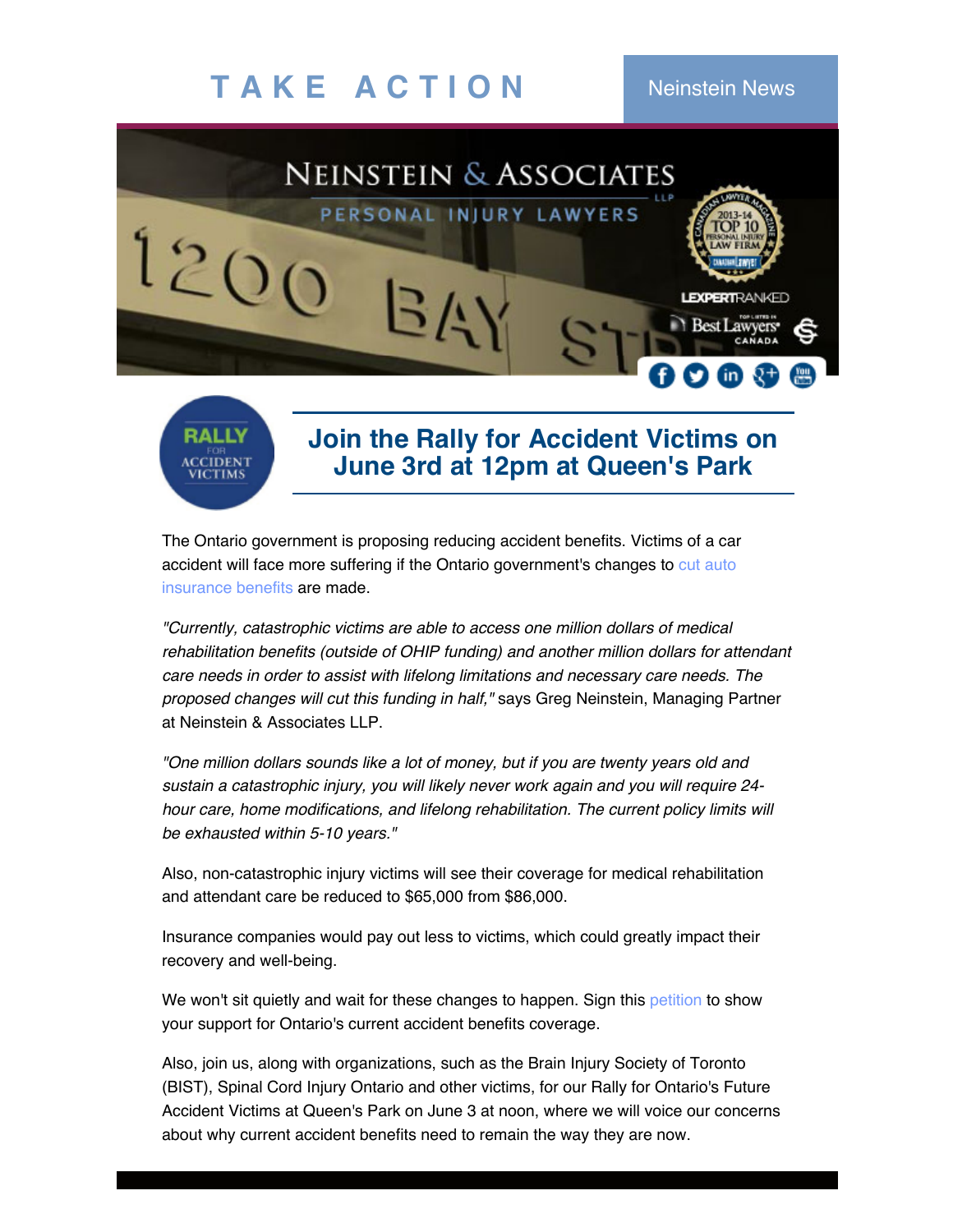# TAKE ACTION

Neinstein News

NEINSTEIN & ASSOCIATES LLP

PERSONAL INJURY LAWYERS

RALLY FOR ACCIDENT VICTIMS

## Join the Rally for Accident Victims on June 3rd at 12pm at Queen's Park

The Ontario government is proposing reducing accident benefits. Victims of a car accident will face more suffering if the Ontario government's changes to cut auto insurance benefits are made.

*"Currently, catastrophic victims are able to access one million dollars of medical rehabilitation benefits (outside of OHIP funding) and another million dollars for attendant care needs in order to assist with lifelong limitations and necessary care needs. The proposed changes will cut this funding in half,"* says Greg Neinstein, Managing Partner at Neinstein & Associates LLP.

*"One million dollars sounds like a lot of money, but if you are twenty years old and sustain a catastrophic injury, you will likely never work again and you will require 24-hour care, home modifications, and lifelong rehabilitation. The current policy limits will be exhausted within 5-10 years."*

Also, non-catastrophic injury victims will see their coverage for medical rehabilitation and attendant care be reduced to $65,000 from $86,000.

Insurance companies would pay out less to victims, which could greatly impact their recovery and well-being.

We won't sit quietly and wait for these changes to happen. Sign this petition to show your support for Ontario's current accident benefits coverage.

Also, join us, along with organizations, such as the Brain Injury Society of Toronto (BIST), Spinal Cord Injury Ontario and other victims, for our Rally for Ontario's Future Accident Victims at Queen's Park on June 3 at noon, where we will voice our concerns about why current accident benefits need to remain the way they are now.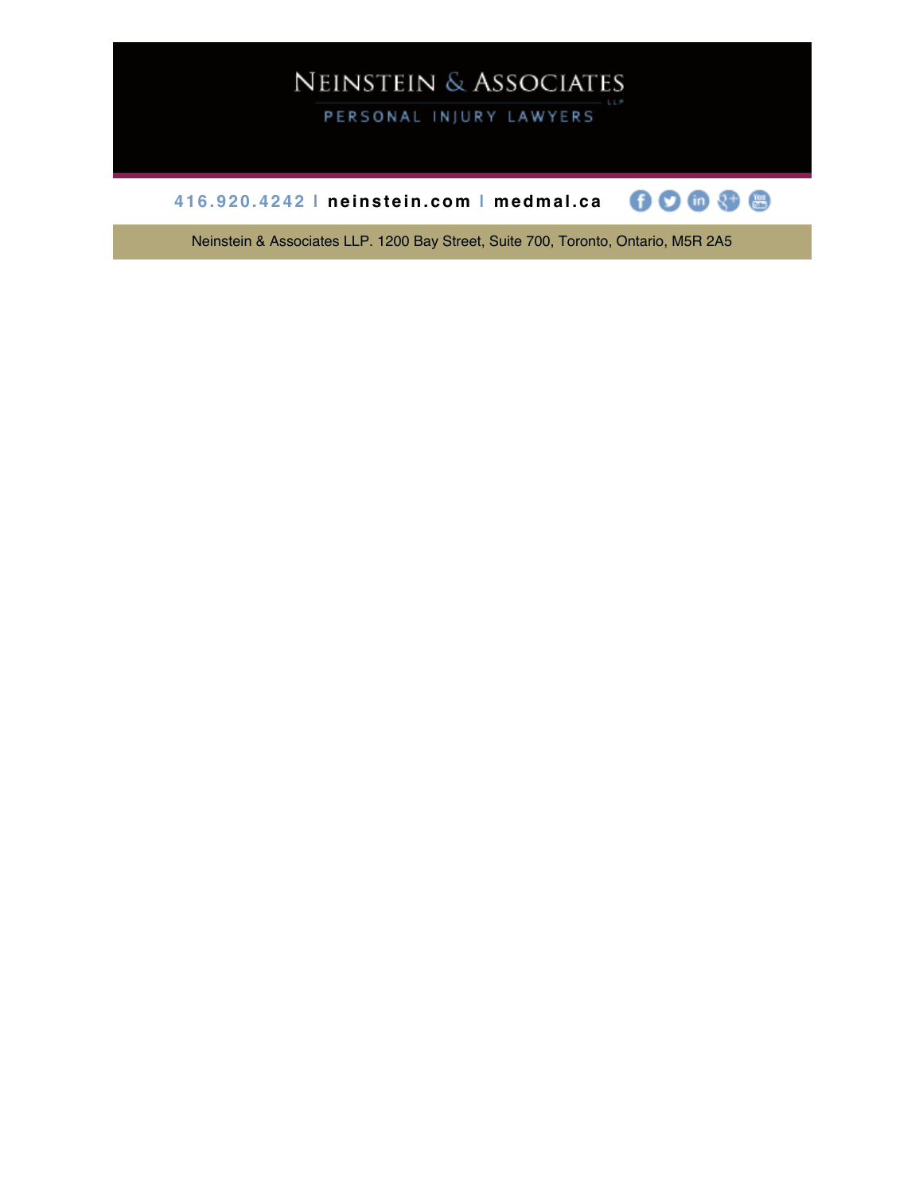NEINSTEIN & ASSOCIATES LLP

PERSONAL INJURY LAWYERS

416.920.4242 | neinstein.com | medmal.ca

Neinstein & Associates LLP. 1200 Bay Street, Suite 700, Toronto, Ontario, M5R 2A5